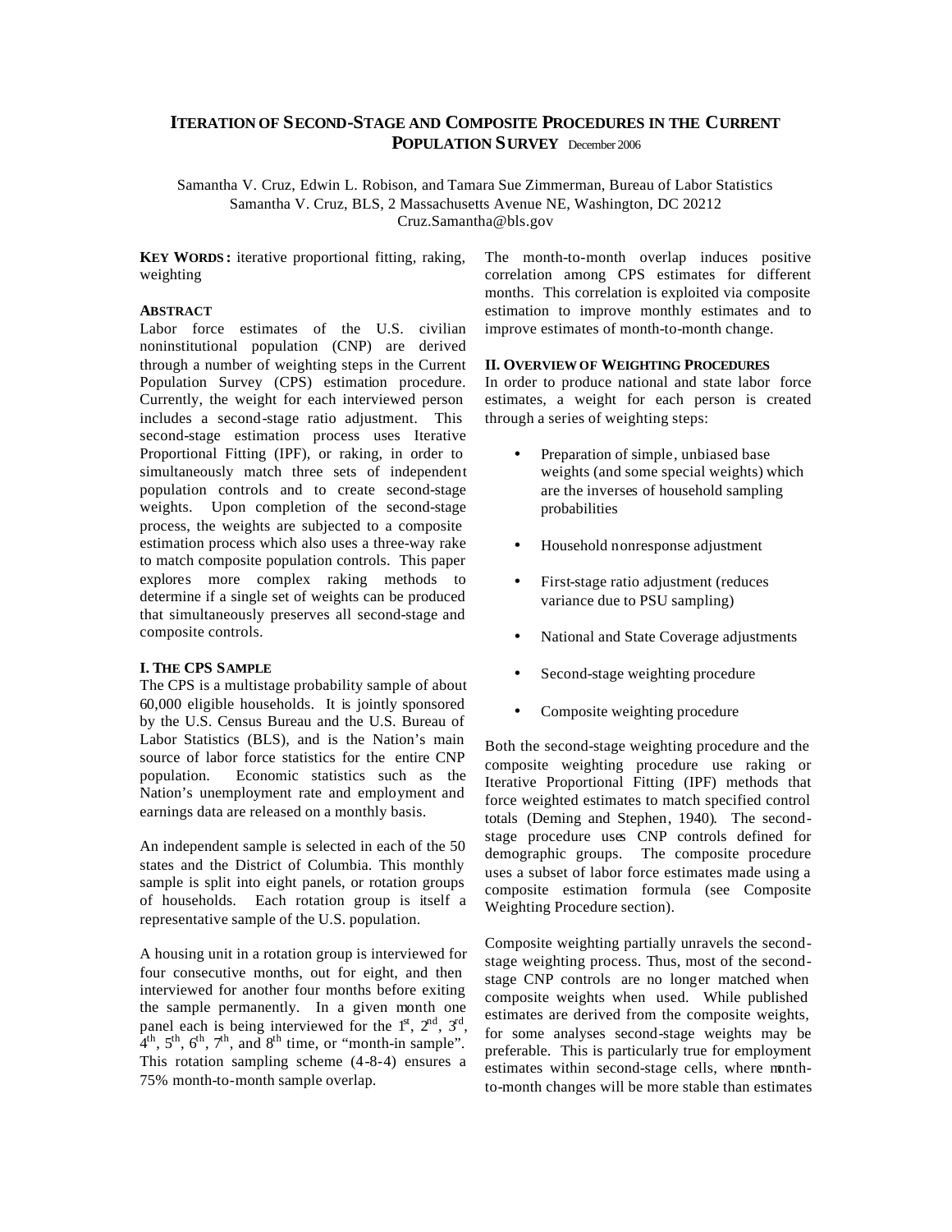# ITERATION OF SECOND-STAGE AND COMPOSITE PROCEDURES IN THE CURRENT POPULATION SURVEY December 2006

Samantha V. Cruz, Edwin L. Robison, and Tamara Sue Zimmerman, Bureau of Labor Statistics
Samantha V. Cruz, BLS, 2 Massachusetts Avenue NE, Washington, DC 20212
Cruz.Samantha@bls.gov

**KEY WORDS:** iterative proportional fitting, raking, weighting

**ABSTRACT**

Labor force estimates of the U.S. civilian noninstitutional population (CNP) are derived through a number of weighting steps in the Current Population Survey (CPS) estimation procedure. Currently, the weight for each interviewed person includes a second-stage ratio adjustment. This second-stage estimation process uses Iterative Proportional Fitting (IPF), or raking, in order to simultaneously match three sets of independent population controls and to create second-stage weights. Upon completion of the second-stage process, the weights are subjected to a composite estimation process which also uses a three-way rake to match composite population controls. This paper explores more complex raking methods to determine if a single set of weights can be produced that simultaneously preserves all second-stage and composite controls.

## I. THE CPS SAMPLE

The CPS is a multistage probability sample of about 60,000 eligible households. It is jointly sponsored by the U.S. Census Bureau and the U.S. Bureau of Labor Statistics (BLS), and is the Nation's main source of labor force statistics for the entire CNP population. Economic statistics such as the Nation's unemployment rate and employment and earnings data are released on a monthly basis.

An independent sample is selected in each of the 50 states and the District of Columbia. This monthly sample is split into eight panels, or rotation groups of households. Each rotation group is itself a representative sample of the U.S. population.

A housing unit in a rotation group is interviewed for four consecutive months, out for eight, and then interviewed for another four months before exiting the sample permanently. In a given month one panel each is being interviewed for the 1st, 2nd, 3rd, 4th, 5th, 6th, 7th, and 8th time, or "month-in sample". This rotation sampling scheme (4-8-4) ensures a 75% month-to-month sample overlap.

The month-to-month overlap induces positive correlation among CPS estimates for different months. This correlation is exploited via composite estimation to improve monthly estimates and to improve estimates of month-to-month change.

## II. OVERVIEW OF WEIGHTING PROCEDURES

In order to produce national and state labor force estimates, a weight for each person is created through a series of weighting steps:

- Preparation of simple, unbiased base weights (and some special weights) which are the inverses of household sampling probabilities
- Household nonresponse adjustment
- First-stage ratio adjustment (reduces variance due to PSU sampling)
- National and State Coverage adjustments
- Second-stage weighting procedure
- Composite weighting procedure

Both the second-stage weighting procedure and the composite weighting procedure use raking or Iterative Proportional Fitting (IPF) methods that force weighted estimates to match specified control totals (Deming and Stephen, 1940). The second-stage procedure uses CNP controls defined for demographic groups. The composite procedure uses a subset of labor force estimates made using a composite estimation formula (see Composite Weighting Procedure section).

Composite weighting partially unravels the second-stage weighting process. Thus, most of the second-stage CNP controls are no longer matched when composite weights when used. While published estimates are derived from the composite weights, for some analyses second-stage weights may be preferable. This is particularly true for employment estimates within second-stage cells, where month-to-month changes will be more stable than estimates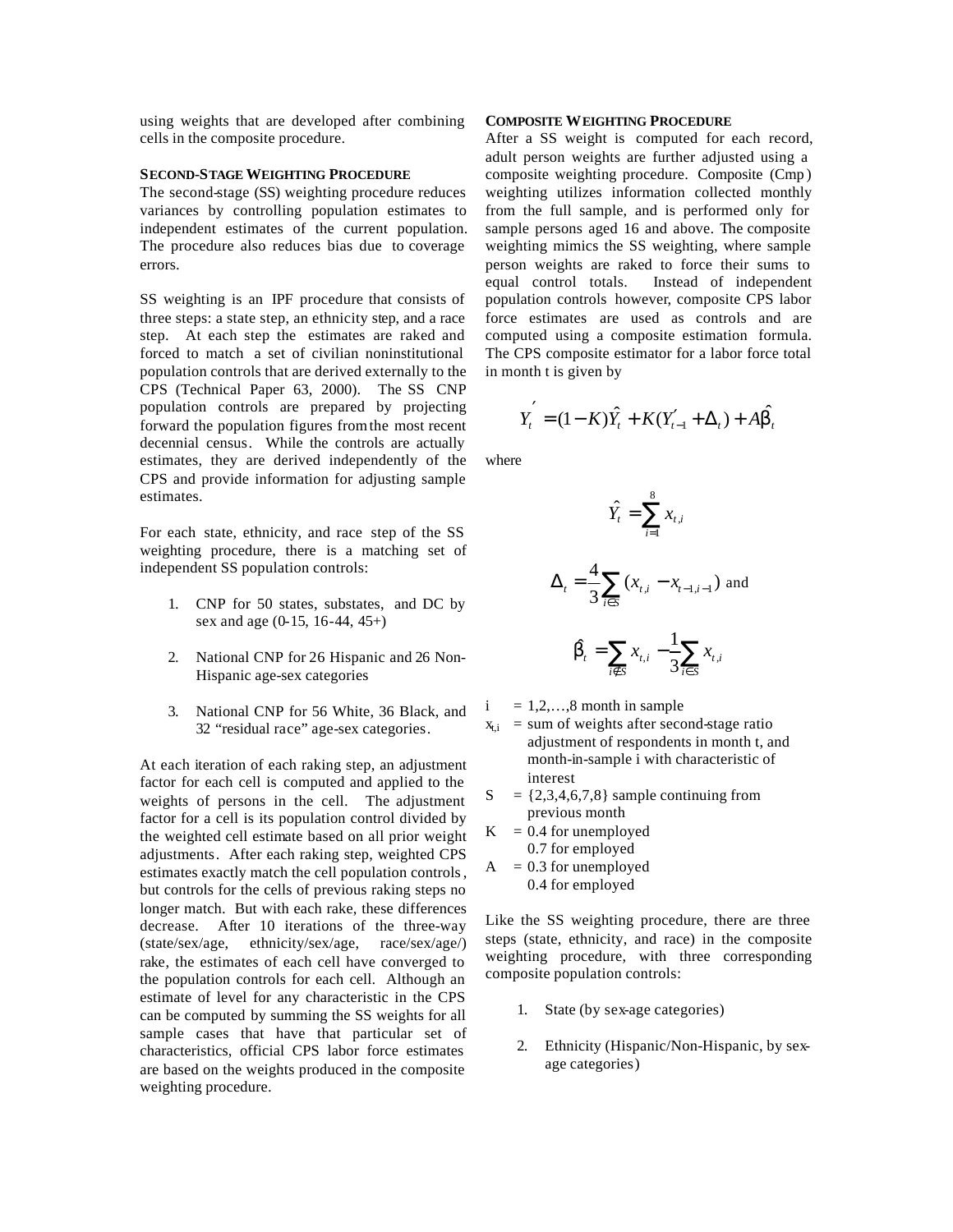using weights that are developed after combining cells in the composite procedure.

### SECOND-STAGE WEIGHTING PROCEDURE

The second-stage (SS) weighting procedure reduces variances by controlling population estimates to independent estimates of the current population. The procedure also reduces bias due to coverage errors.

SS weighting is an IPF procedure that consists of three steps: a state step, an ethnicity step, and a race step. At each step the estimates are raked and forced to match a set of civilian noninstitutional population controls that are derived externally to the CPS (Technical Paper 63, 2000). The SS CNP population controls are prepared by projecting forward the population figures from the most recent decennial census. While the controls are actually estimates, they are derived independently of the CPS and provide information for adjusting sample estimates.

For each state, ethnicity, and race step of the SS weighting procedure, there is a matching set of independent SS population controls:

1. CNP for 50 states, substates, and DC by sex and age (0-15, 16-44, 45+)
2. National CNP for 26 Hispanic and 26 Non-Hispanic age-sex categories
3. National CNP for 56 White, 36 Black, and 32 "residual race" age-sex categories.

At each iteration of each raking step, an adjustment factor for each cell is computed and applied to the weights of persons in the cell. The adjustment factor for a cell is its population control divided by the weighted cell estimate based on all prior weight adjustments. After each raking step, weighted CPS estimates exactly match the cell population controls, but controls for the cells of previous raking steps no longer match. But with each rake, these differences decrease. After 10 iterations of the three-way (state/sex/age, ethnicity/sex/age, race/sex/age/) rake, the estimates of each cell have converged to the population controls for each cell. Although an estimate of level for any characteristic in the CPS can be computed by summing the SS weights for all sample cases that have that particular set of characteristics, official CPS labor force estimates are based on the weights produced in the composite weighting procedure.

### COMPOSITE WEIGHTING PROCEDURE

After a SS weight is computed for each record, adult person weights are further adjusted using a composite weighting procedure. Composite (Cmp) weighting utilizes information collected monthly from the full sample, and is performed only for sample persons aged 16 and above. The composite weighting mimics the SS weighting, where sample person weights are raked to force their sums to equal control totals. Instead of independent population controls however, composite CPS labor force estimates are used as controls and are computed using a composite estimation formula. The CPS composite estimator for a labor force total in month t is given by

$$Y_t' = (1-K)\hat{Y}_t + K(Y_{t-1}' + \Delta_t) + A\hat{\beta}_t$$

where

$$\hat{Y}_t = \sum_{i=1}^{8} x_{t,i}$$

$$\Delta_t = \frac{4}{3}\sum_{i\in S}(x_{t,i} - x_{t-1,i-1}) \text{ and}$$

$$\hat{\beta}_t = \sum_{i\notin S} x_{t,i} - \frac{1}{3}\sum_{i\in S} x_{t,i}$$

- $i$ = 1,2,…,8 month in sample
- $x_{t,i}$ = sum of weights after second-stage ratio adjustment of respondents in month t, and month-in-sample i with characteristic of interest
- $S$ = {2,3,4,6,7,8} sample continuing from previous month
- $K$ = 0.4 for unemployed; 0.7 for employed
- $A$ = 0.3 for unemployed; 0.4 for employed

Like the SS weighting procedure, there are three steps (state, ethnicity, and race) in the composite weighting procedure, with three corresponding composite population controls:

1. State (by sex-age categories)
2. Ethnicity (Hispanic/Non-Hispanic, by sex-age categories)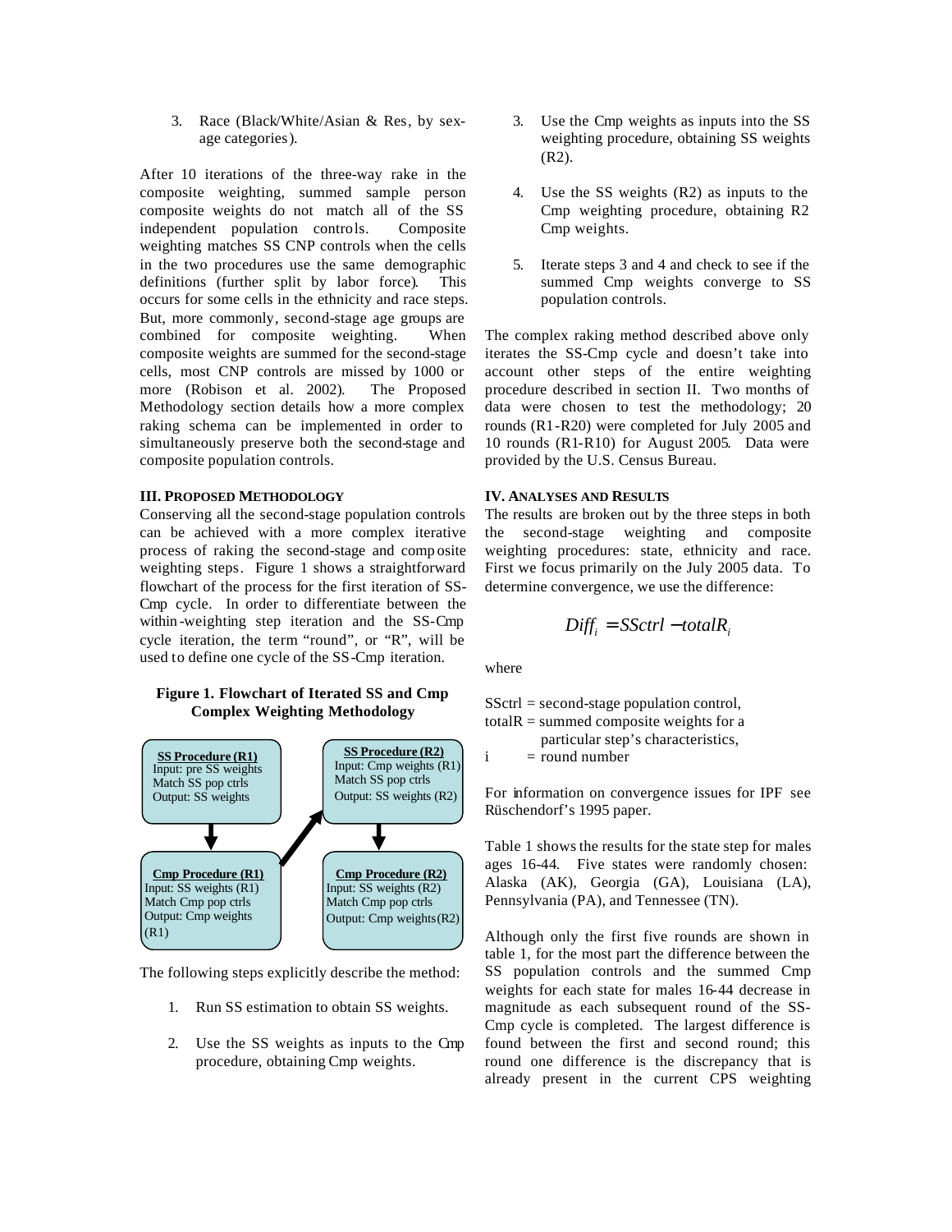3. Race (Black/White/Asian & Res, by sex-age categories).

After 10 iterations of the three-way rake in the composite weighting, summed sample person composite weights do not match all of the SS independent population controls. Composite weighting matches SS CNP controls when the cells in the two procedures use the same demographic definitions (further split by labor force). This occurs for some cells in the ethnicity and race steps. But, more commonly, second-stage age groups are combined for composite weighting. When composite weights are summed for the second-stage cells, most CNP controls are missed by 1000 or more (Robison et al. 2002). The Proposed Methodology section details how a more complex raking schema can be implemented in order to simultaneously preserve both the second-stage and composite population controls.

### III. Proposed Methodology

Conserving all the second-stage population controls can be achieved with a more complex iterative process of raking the second-stage and composite weighting steps. Figure 1 shows a straightforward flowchart of the process for the first iteration of SS-Cmp cycle. In order to differentiate between the within-weighting step iteration and the SS-Cmp cycle iteration, the term "round", or "R", will be used to define one cycle of the SS-Cmp iteration.

**Figure 1. Flowchart of Iterated SS and Cmp Complex Weighting Methodology**

**SS Procedure (R1)**
Input: pre SS weights
Match SS pop ctrls
Output: SS weights

**Cmp Procedure (R1)**
Input: SS weights (R1)
Match Cmp pop ctrls
Output: Cmp weights (R1)

**SS Procedure (R2)**
Input: Cmp weights (R1)
Match SS pop ctrls
Output: SS weights (R2)

**Cmp Procedure (R2)**
Input: SS weights (R2)
Match Cmp pop ctrls
Output: Cmp weights(R2)

The following steps explicitly describe the method:

1. Run SS estimation to obtain SS weights.

2. Use the SS weights as inputs to the Cmp procedure, obtaining Cmp weights.

3. Use the Cmp weights as inputs into the SS weighting procedure, obtaining SS weights (R2).

4. Use the SS weights (R2) as inputs to the Cmp weighting procedure, obtaining R2 Cmp weights.

5. Iterate steps 3 and 4 and check to see if the summed Cmp weights converge to SS population controls.

The complex raking method described above only iterates the SS-Cmp cycle and doesn't take into account other steps of the entire weighting procedure described in section II. Two months of data were chosen to test the methodology; 20 rounds (R1-R20) were completed for July 2005 and 10 rounds (R1-R10) for August 2005. Data were provided by the U.S. Census Bureau.

### IV. Analyses and Results

The results are broken out by the three steps in both the second-stage weighting and composite weighting procedures: state, ethnicity and race. First we focus primarily on the July 2005 data. To determine convergence, we use the difference:

$$Diff_i = SSctrl - totalR_i$$

where

SSctrl = second-stage population control,
totalR = summed composite weights for a particular step's characteristics,
i = round number

For information on convergence issues for IPF see Rüschendorf's 1995 paper.

Table 1 shows the results for the state step for males ages 16-44. Five states were randomly chosen: Alaska (AK), Georgia (GA), Louisiana (LA), Pennsylvania (PA), and Tennessee (TN).

Although only the first five rounds are shown in table 1, for the most part the difference between the SS population controls and the summed Cmp weights for each state for males 16-44 decrease in magnitude as each subsequent round of the SS-Cmp cycle is completed. The largest difference is found between the first and second round; this round one difference is the discrepancy that is already present in the current CPS weighting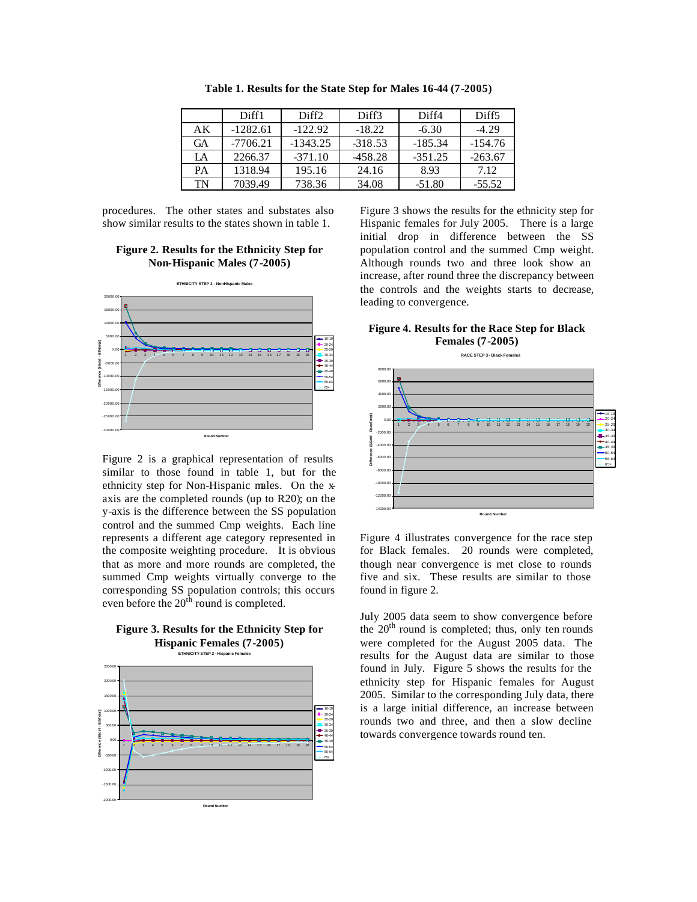**Table 1. Results for the State Step for Males 16-44 (7-2005)**

| | Diff1 | Diff2 | Diff3 | Diff4 | Diff5 |
|---|---|---|---|---|---|
| AK | -1282.61 | -122.92 | -18.22 | -6.30 | -4.29 |
| GA | -7706.21 | -1343.25 | -318.53 | -185.34 | -154.76 |
| LA | 2266.37 | -371.10 | -458.28 | -351.25 | -263.67 |
| PA | 1318.94 | 195.16 | 24.16 | 8.93 | 7.12 |
| TN | 7039.49 | 738.36 | 34.08 | -51.80 | -55.52 |

procedures. The other states and substates also show similar results to the states shown in table 1.

**Figure 2. Results for the Ethnicity Step for Non-Hispanic Males (7-2005)**

Figure 2 is a graphical representation of results similar to those found in table 1, but for the ethnicity step for Non-Hispanic males. On the x-axis are the completed rounds (up to R20); on the y-axis is the difference between the SS population control and the summed Cmp weights. Each line represents a different age category represented in the composite weighting procedure. It is obvious that as more and more rounds are completed, the summed Cmp weights virtually converge to the corresponding SS population controls; this occurs even before the 20th round is completed.

**Figure 3. Results for the Ethnicity Step for Hispanic Females (7-2005)**

Figure 3 shows the results for the ethnicity step for Hispanic females for July 2005. There is a large initial drop in difference between the SS population control and the summed Cmp weight. Although rounds two and three look show an increase, after round three the discrepancy between the controls and the weights starts to decrease, leading to convergence.

**Figure 4. Results for the Race Step for Black Females (7-2005)**

Figure 4 illustrates convergence for the race step for Black females. 20 rounds were completed, though near convergence is met close to rounds five and six. These results are similar to those found in figure 2.

July 2005 data seem to show convergence before the 20th round is completed; thus, only ten rounds were completed for the August 2005 data. The results for the August data are similar to those found in July. Figure 5 shows the results for the ethnicity step for Hispanic females for August 2005. Similar to the corresponding July data, there is a large initial difference, an increase between rounds two and three, and then a slow decline towards convergence towards round ten.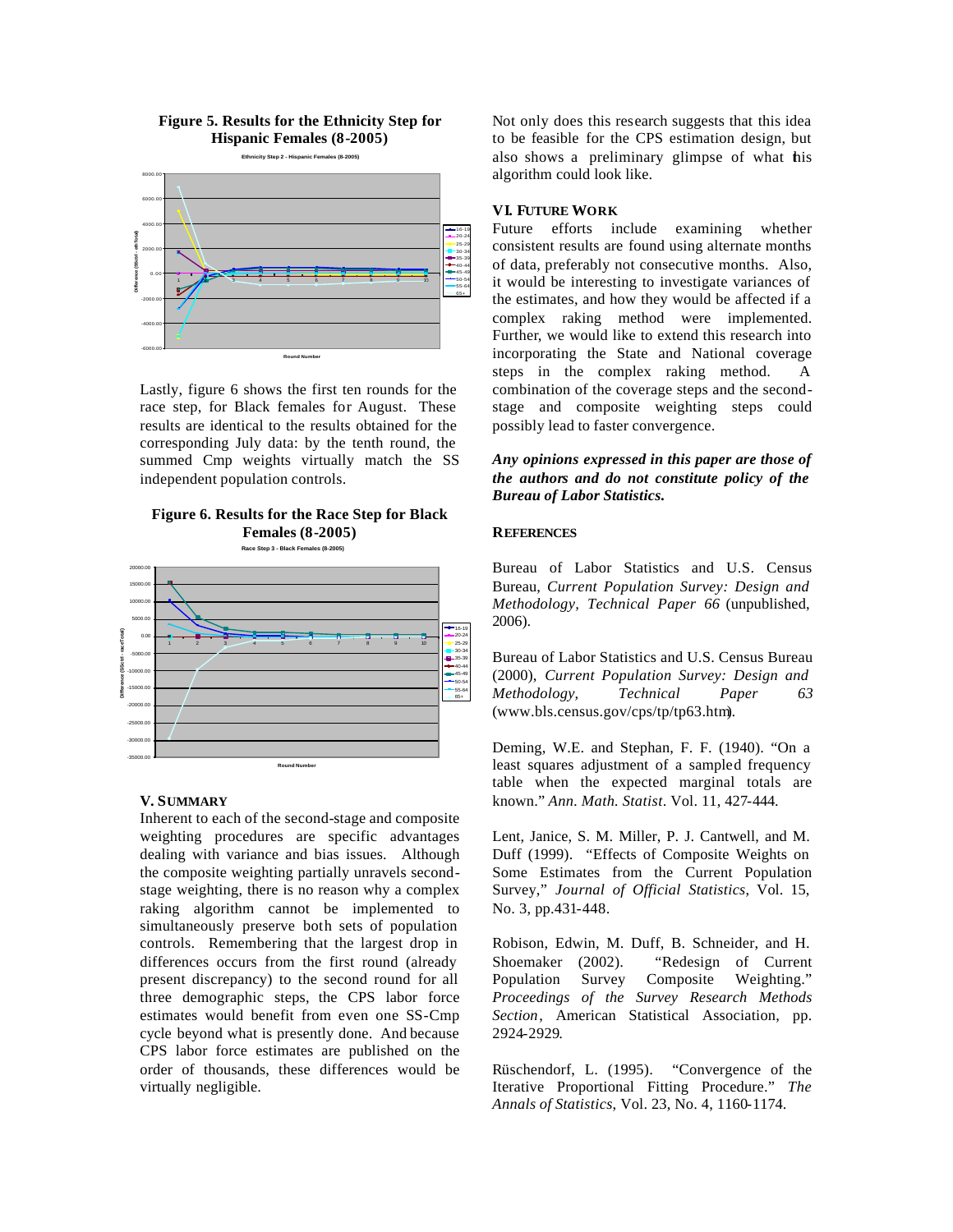**Figure 5. Results for the Ethnicity Step for Hispanic Females (8-2005)**

Ethnicity Step 2 - Hispanic Females (8-2005)

8000.00
6000.00
4000.00
2000.00
0.00
-2000.00
-4000.00
-6000.00

Difference (SScntl - ethTotal)

1 2 3 4 5 6 7 8 9 10

Round Number

16-19
20-24
25-29
30-34
35-39
40-44
45-49
50-54
55-64
65+

Lastly, figure 6 shows the first ten rounds for the race step, for Black females for August. These results are identical to the results obtained for the corresponding July data: by the tenth round, the summed Cmp weights virtually match the SS independent population controls.

**Figure 6. Results for the Race Step for Black Females (8-2005)**

Race Step 3 - Black Females (8-2005)

20000.00
15000.00
10000.00
5000.00
0.00
-5000.00
-10000.00
-15000.00
-20000.00
-25000.00
-30000.00
-35000.00

Difference (SScntl - raceTotal)

1 2 3 4 5 6 7 8 9 10

Round Number

16-19
20-24
25-29
30-34
35-39
40-44
45-49
50-54
55-64
65+

## V. SUMMARY

Inherent to each of the second-stage and composite weighting procedures are specific advantages dealing with variance and bias issues. Although the composite weighting partially unravels second-stage weighting, there is no reason why a complex raking algorithm cannot be implemented to simultaneously preserve both sets of population controls. Remembering that the largest drop in differences occurs from the first round (already present discrepancy) to the second round for all three demographic steps, the CPS labor force estimates would benefit from even one SS-Cmp cycle beyond what is presently done. And because CPS labor force estimates are published on the order of thousands, these differences would be virtually negligible.

Not only does this research suggests that this idea to be feasible for the CPS estimation design, but also shows a preliminary glimpse of what this algorithm could look like.

## VI. FUTURE WORK

Future efforts include examining whether consistent results are found using alternate months of data, preferably not consecutive months. Also, it would be interesting to investigate variances of the estimates, and how they would be affected if a complex raking method were implemented. Further, we would like to extend this research into incorporating the State and National coverage steps in the complex raking method. A combination of the coverage steps and the second-stage and composite weighting steps could possibly lead to faster convergence.

***Any opinions expressed in this paper are those of the authors and do not constitute policy of the Bureau of Labor Statistics.***

## REFERENCES

Bureau of Labor Statistics and U.S. Census Bureau, *Current Population Survey: Design and Methodology, Technical Paper 66* (unpublished, 2006).

Bureau of Labor Statistics and U.S. Census Bureau (2000), *Current Population Survey: Design and Methodology, Technical Paper 63* (www.bls.census.gov/cps/tp/tp63.htm).

Deming, W.E. and Stephan, F. F. (1940). "On a least squares adjustment of a sampled frequency table when the expected marginal totals are known." *Ann. Math. Statist*. Vol. 11, 427-444.

Lent, Janice, S. M. Miller, P. J. Cantwell, and M. Duff (1999). "Effects of Composite Weights on Some Estimates from the Current Population Survey," *Journal of Official Statistics*, Vol. 15, No. 3, pp.431-448.

Robison, Edwin, M. Duff, B. Schneider, and H. Shoemaker (2002). "Redesign of Current Population Survey Composite Weighting." *Proceedings of the Survey Research Methods Section*, American Statistical Association, pp. 2924-2929.

Rüschendorf, L. (1995). "Convergence of the Iterative Proportional Fitting Procedure." *The Annals of Statistics*, Vol. 23, No. 4, 1160-1174.